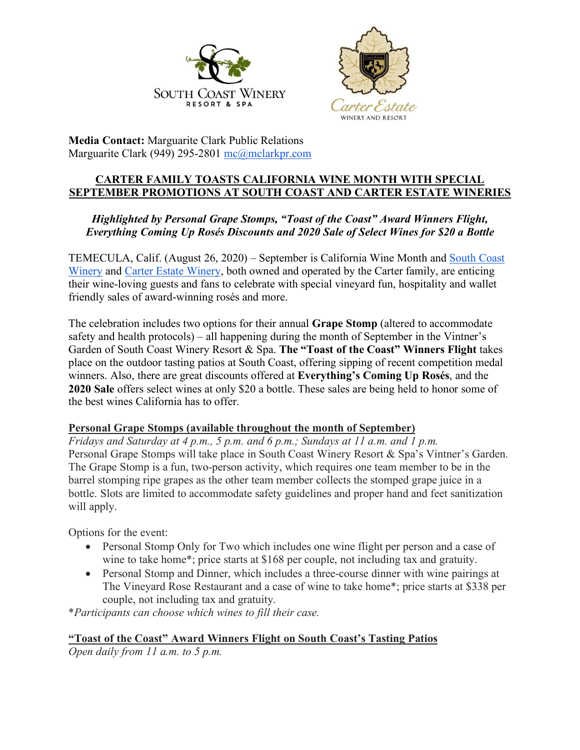**Media Contact:** Marguarite Clark Public Relations
Marguarite Clark (949) 295-2801 mc@mclarkpr.com

## CARTER FAMILY TOASTS CALIFORNIA WINE MONTH WITH SPECIAL SEPTEMBER PROMOTIONS AT SOUTH COAST AND CARTER ESTATE WINERIES

***Highlighted by Personal Grape Stomps, "Toast of the Coast" Award Winners Flight, Everything Coming Up Rosés Discounts and 2020 Sale of Select Wines for $20 a Bottle***

TEMECULA, Calif. (August 26, 2020) – September is California Wine Month and South Coast Winery and Carter Estate Winery, both owned and operated by the Carter family, are enticing their wine-loving guests and fans to celebrate with special vineyard fun, hospitality and wallet friendly sales of award-winning rosés and more.

The celebration includes two options for their annual **Grape Stomp** (altered to accommodate safety and health protocols) – all happening during the month of September in the Vintner's Garden of South Coast Winery Resort & Spa. **The "Toast of the Coast" Winners Flight** takes place on the outdoor tasting patios at South Coast, offering sipping of recent competition medal winners. Also, there are great discounts offered at **Everything's Coming Up Rosés**, and the **2020 Sale** offers select wines at only $20 a bottle. These sales are being held to honor some of the best wines California has to offer.

### Personal Grape Stomps (available throughout the month of September)

*Fridays and Saturday at 4 p.m., 5 p.m. and 6 p.m.; Sundays at 11 a.m. and 1 p.m.*
Personal Grape Stomps will take place in South Coast Winery Resort & Spa's Vintner's Garden. The Grape Stomp is a fun, two-person activity, which requires one team member to be in the barrel stomping ripe grapes as the other team member collects the stomped grape juice in a bottle. Slots are limited to accommodate safety guidelines and proper hand and feet sanitization will apply.

Options for the event:

- Personal Stomp Only for Two which includes one wine flight per person and a case of wine to take home*; price starts at $168 per couple, not including tax and gratuity.
- Personal Stomp and Dinner, which includes a three-course dinner with wine pairings at The Vineyard Rose Restaurant and a case of wine to take home*; price starts at $338 per couple, not including tax and gratuity.

**Participants can choose which wines to fill their case.*

### "Toast of the Coast" Award Winners Flight on South Coast's Tasting Patios

*Open daily from 11 a.m. to 5 p.m.*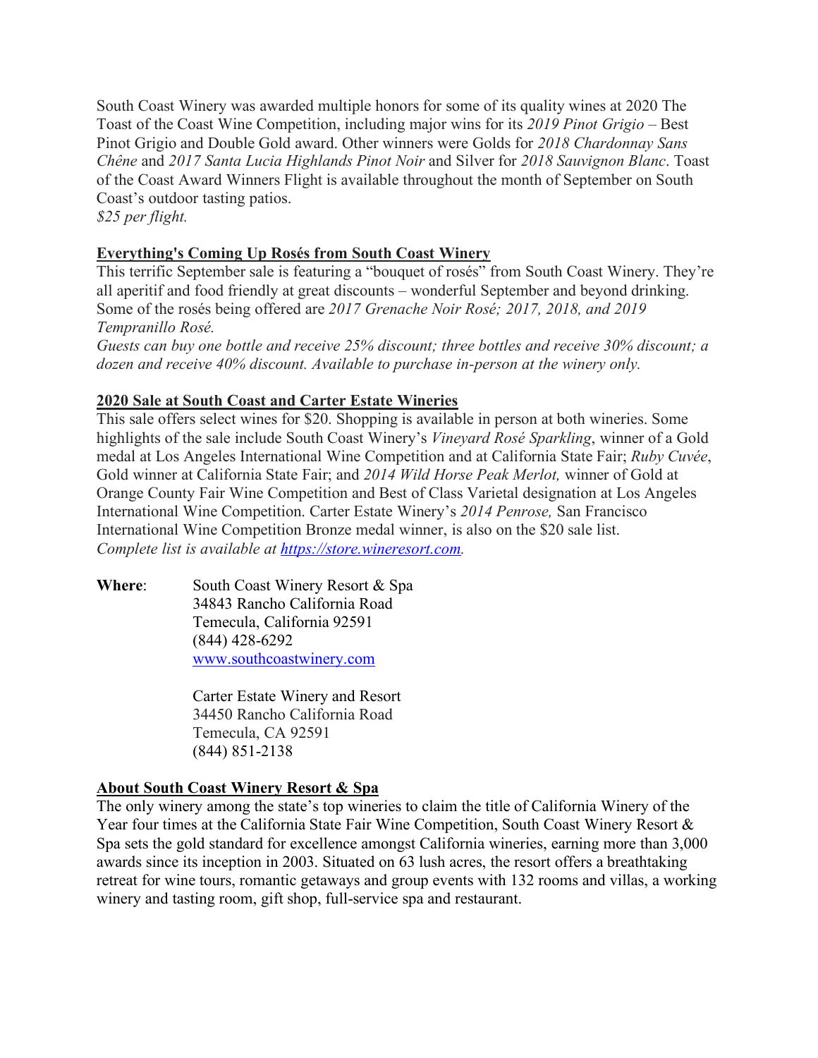South Coast Winery was awarded multiple honors for some of its quality wines at 2020 The Toast of the Coast Wine Competition, including major wins for its *2019 Pinot Grigio* – Best Pinot Grigio and Double Gold award. Other winners were Golds for *2018 Chardonnay Sans Chêne* and *2017 Santa Lucia Highlands Pinot Noir* and Silver for *2018 Sauvignon Blanc*. Toast of the Coast Award Winners Flight is available throughout the month of September on South Coast's outdoor tasting patios.
*$25 per flight.*

**Everything's Coming Up Rosés from South Coast Winery**

This terrific September sale is featuring a "bouquet of rosés" from South Coast Winery. They're all aperitif and food friendly at great discounts – wonderful September and beyond drinking. Some of the rosés being offered are *2017 Grenache Noir Rosé; 2017, 2018, and 2019 Tempranillo Rosé.*

*Guests can buy one bottle and receive 25% discount; three bottles and receive 30% discount; a dozen and receive 40% discount. Available to purchase in-person at the winery only.*

**2020 Sale at South Coast and Carter Estate Wineries**

This sale offers select wines for $20. Shopping is available in person at both wineries. Some highlights of the sale include South Coast Winery's *Vineyard Rosé Sparkling*, winner of a Gold medal at Los Angeles International Wine Competition and at California State Fair; *Ruby Cuvée*, Gold winner at California State Fair; and *2014 Wild Horse Peak Merlot,* winner of Gold at Orange County Fair Wine Competition and Best of Class Varietal designation at Los Angeles International Wine Competition. Carter Estate Winery's *2014 Penrose,* San Francisco International Wine Competition Bronze medal winner, is also on the $20 sale list.
*Complete list is available at [https://store.wineresort.com](https://store.wineresort.com).*

**Where**: South Coast Winery Resort & Spa
34843 Rancho California Road
Temecula, California 92591
(844) 428-6292
[www.southcoastwinery.com](http://www.southcoastwinery.com)

Carter Estate Winery and Resort
34450 Rancho California Road
Temecula, CA 92591
(844) 851-2138

**About South Coast Winery Resort & Spa**

The only winery among the state's top wineries to claim the title of California Winery of the Year four times at the California State Fair Wine Competition, South Coast Winery Resort & Spa sets the gold standard for excellence amongst California wineries, earning more than 3,000 awards since its inception in 2003. Situated on 63 lush acres, the resort offers a breathtaking retreat for wine tours, romantic getaways and group events with 132 rooms and villas, a working winery and tasting room, gift shop, full-service spa and restaurant.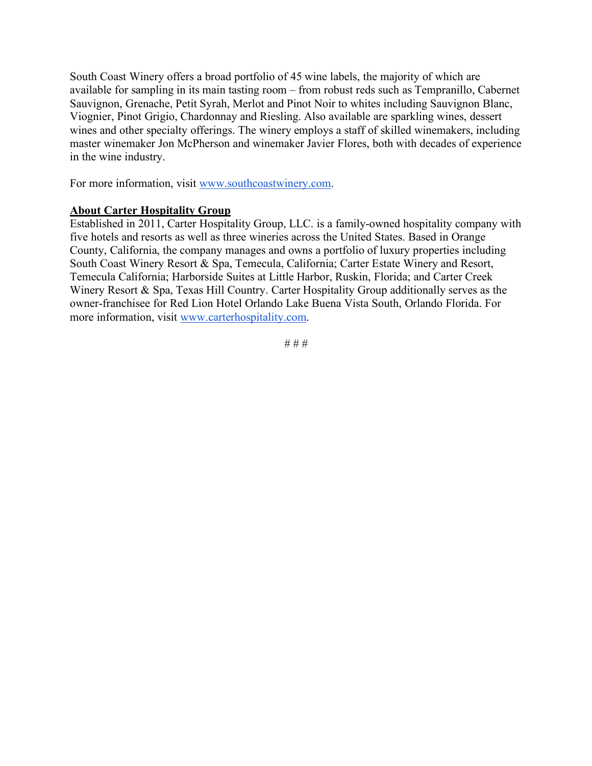South Coast Winery offers a broad portfolio of 45 wine labels, the majority of which are available for sampling in its main tasting room – from robust reds such as Tempranillo, Cabernet Sauvignon, Grenache, Petit Syrah, Merlot and Pinot Noir to whites including Sauvignon Blanc, Viognier, Pinot Grigio, Chardonnay and Riesling. Also available are sparkling wines, dessert wines and other specialty offerings. The winery employs a staff of skilled winemakers, including master winemaker Jon McPherson and winemaker Javier Flores, both with decades of experience in the wine industry.

For more information, visit www.southcoastwinery.com.

**About Carter Hospitality Group**

Established in 2011, Carter Hospitality Group, LLC. is a family-owned hospitality company with five hotels and resorts as well as three wineries across the United States. Based in Orange County, California, the company manages and owns a portfolio of luxury properties including South Coast Winery Resort & Spa, Temecula, California; Carter Estate Winery and Resort, Temecula California; Harborside Suites at Little Harbor, Ruskin, Florida; and Carter Creek Winery Resort & Spa, Texas Hill Country. Carter Hospitality Group additionally serves as the owner-franchisee for Red Lion Hotel Orlando Lake Buena Vista South, Orlando Florida. For more information, visit www.carterhospitality.com.

# # #